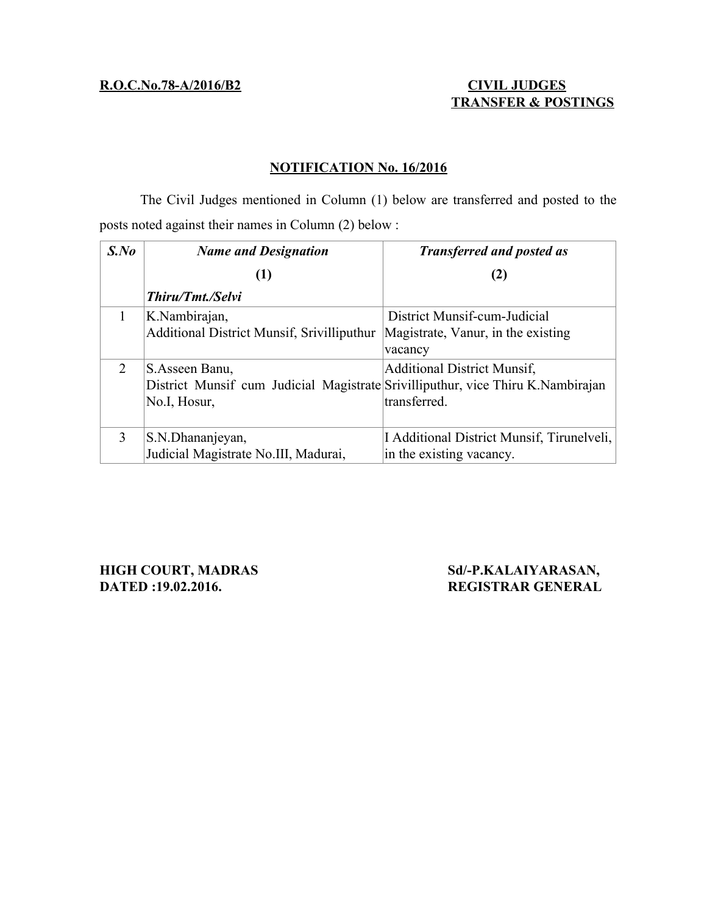**R.O.C.No.78-A/2016/B2**

**CIVIL JUDGES**
**TRANSFER & POSTINGS**

## NOTIFICATION No. 16/2016

The Civil Judges mentioned in Column (1) below are transferred and posted to the posts noted against their names in Column (2) below :

| *S.No* | *Name and Designation* (1) *Thiru/Tmt./Selvi* | *Transferred and posted as* (2) |
|---|---|---|
| 1 | K.Nambirajan, Additional District Munsif, Srivilliputhur | District Munsif-cum-Judicial Magistrate, Vanur, in the existing vacancy |
| 2 | S.Asseen Banu, District Munsif cum Judicial Magistrate No.I, Hosur, | Additional District Munsif, Srivilliputhur, vice Thiru K.Nambirajan transferred. |
| 3 | S.N.Dhananjeyan, Judicial Magistrate No.III, Madurai, | I Additional District Munsif, Tirunelveli, in the existing vacancy. |

**HIGH COURT, MADRAS**
**DATED :19.02.2016.**

**Sd/-P.KALAIYARASAN,**
**REGISTRAR GENERAL**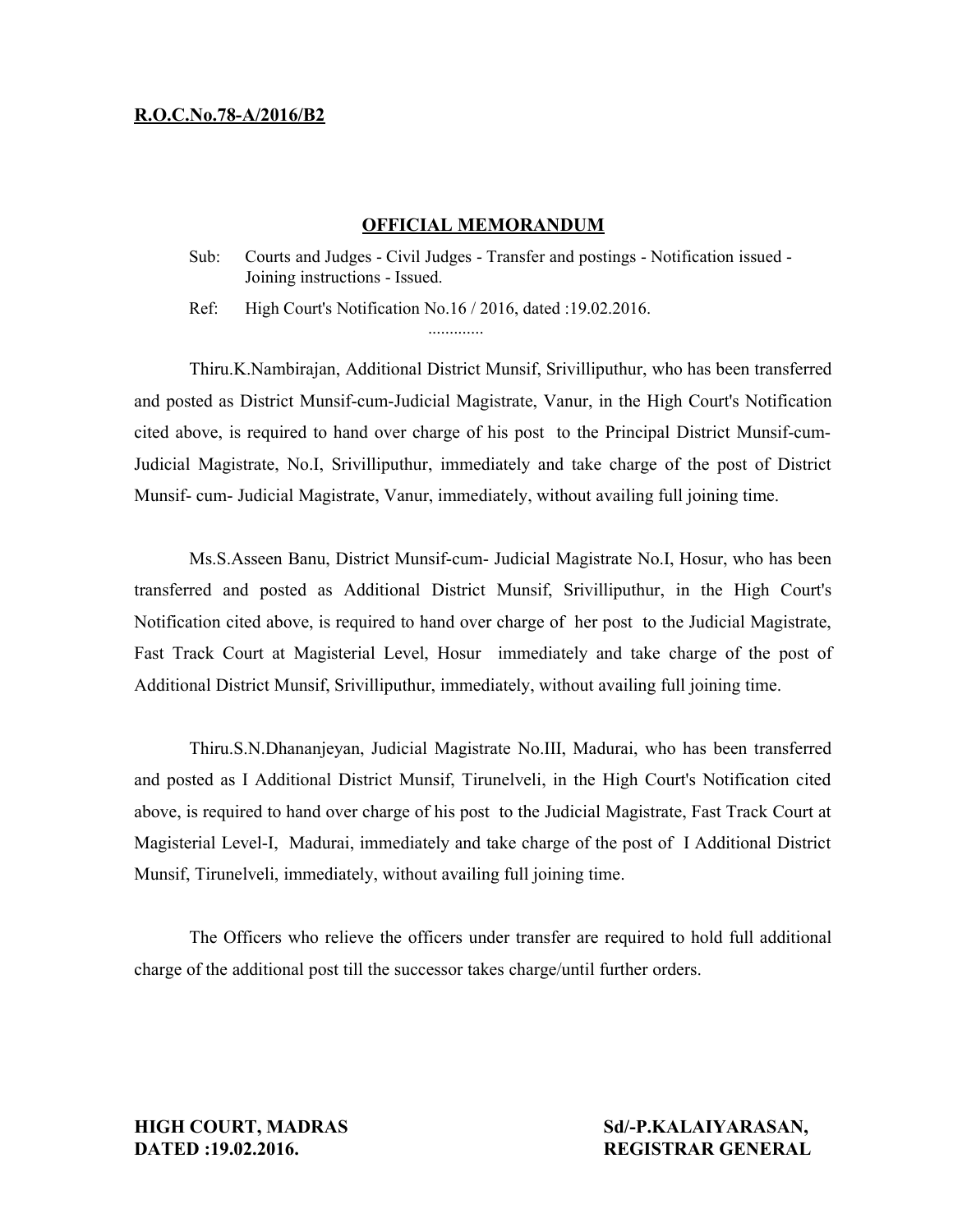**R.O.C.No.78-A/2016/B2**

## OFFICIAL MEMORANDUM

Sub: Courts and Judges - Civil Judges - Transfer and postings - Notification issued - Joining instructions - Issued.

Ref: High Court's Notification No.16 / 2016, dated :19.02.2016.

.............

Thiru.K.Nambirajan, Additional District Munsif, Srivilliputhur, who has been transferred and posted as District Munsif-cum-Judicial Magistrate, Vanur, in the High Court's Notification cited above, is required to hand over charge of his post to the Principal District Munsif-cum-Judicial Magistrate, No.I, Srivilliputhur, immediately and take charge of the post of District Munsif- cum- Judicial Magistrate, Vanur, immediately, without availing full joining time.

Ms.S.Asseen Banu, District Munsif-cum- Judicial Magistrate No.I, Hosur, who has been transferred and posted as Additional District Munsif, Srivilliputhur, in the High Court's Notification cited above, is required to hand over charge of her post to the Judicial Magistrate, Fast Track Court at Magisterial Level, Hosur immediately and take charge of the post of Additional District Munsif, Srivilliputhur, immediately, without availing full joining time.

Thiru.S.N.Dhananjeyan, Judicial Magistrate No.III, Madurai, who has been transferred and posted as I Additional District Munsif, Tirunelveli, in the High Court's Notification cited above, is required to hand over charge of his post to the Judicial Magistrate, Fast Track Court at Magisterial Level-I, Madurai, immediately and take charge of the post of I Additional District Munsif, Tirunelveli, immediately, without availing full joining time.

The Officers who relieve the officers under transfer are required to hold full additional charge of the additional post till the successor takes charge/until further orders.

**HIGH COURT, MADRAS** **Sd/-P.KALAIYARASAN,**
**DATED :19.02.2016.** **REGISTRAR GENERAL**